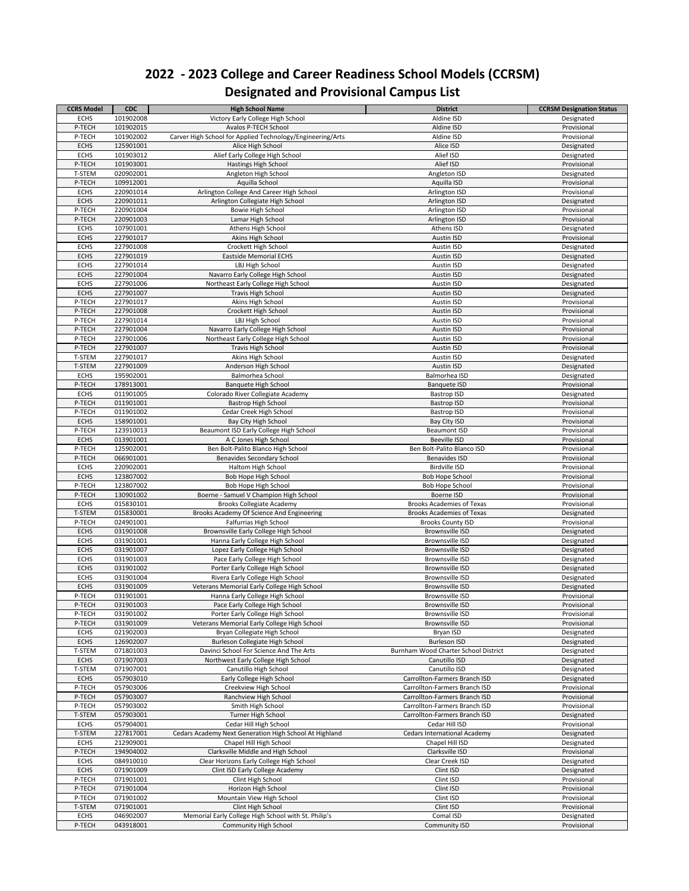# 2022 - 2023 College and Career Readiness School Models (CCRSM)

## Designated and Provisional Campus List

| CCRS Model | CDC | High School Name | District | CCRSM Designation Status |
|---|---|---|---|---|
| ECHS | 101902008 | Victory Early College High School | Aldine ISD | Designated |
| P-TECH | 101902015 | Avalos P-TECH School | Aldine ISD | Provisional |
| P-TECH | 101902002 | Carver High School for Applied Technology/Engineering/Arts | Aldine ISD | Provisional |
| ECHS | 125901001 | Alice High School | Alice ISD | Designated |
| ECHS | 101903012 | Alief Early College High School | Alief ISD | Designated |
| P-TECH | 101903001 | Hastings High School | Alief ISD | Provisional |
| T-STEM | 020902001 | Angleton High School | Angleton ISD | Designated |
| P-TECH | 109912001 | Aquilla School | Aquilla ISD | Provisional |
| ECHS | 220901014 | Arlington College And Career High School | Arlington ISD | Provisional |
| ECHS | 220901011 | Arlington Collegiate High School | Arlington ISD | Designated |
| P-TECH | 220901004 | Bowie High School | Arlington ISD | Provisional |
| P-TECH | 220901003 | Lamar High School | Arlington ISD | Provisional |
| ECHS | 107901001 | Athens High School | Athens ISD | Designated |
| ECHS | 227901017 | Akins High School | Austin ISD | Provisional |
| ECHS | 227901008 | Crockett High School | Austin ISD | Designated |
| ECHS | 227901019 | Eastside Memorial ECHS | Austin ISD | Designated |
| ECHS | 227901014 | LBJ High School | Austin ISD | Designated |
| ECHS | 227901004 | Navarro Early College High School | Austin ISD | Designated |
| ECHS | 227901006 | Northeast Early College High School | Austin ISD | Designated |
| ECHS | 227901007 | Travis High School | Austin ISD | Designated |
| P-TECH | 227901017 | Akins High School | Austin ISD | Provisional |
| P-TECH | 227901008 | Crockett High School | Austin ISD | Provisional |
| P-TECH | 227901014 | LBJ High School | Austin ISD | Provisional |
| P-TECH | 227901004 | Navarro Early College High School | Austin ISD | Provisional |
| P-TECH | 227901006 | Northeast Early College High School | Austin ISD | Provisional |
| P-TECH | 227901007 | Travis High School | Austin ISD | Provisional |
| T-STEM | 227901017 | Akins High School | Austin ISD | Designated |
| T-STEM | 227901009 | Anderson High School | Austin ISD | Designated |
| ECHS | 195902001 | Balmorhea School | Balmorhea ISD | Designated |
| P-TECH | 178913001 | Banquete High School | Banquete ISD | Provisional |
| ECHS | 011901005 | Colorado River Collegiate Academy | Bastrop ISD | Designated |
| P-TECH | 011901001 | Bastrop High School | Bastrop ISD | Provisional |
| P-TECH | 011901002 | Cedar Creek High School | Bastrop ISD | Provisional |
| ECHS | 158901001 | Bay City High School | Bay City ISD | Provisional |
| P-TECH | 123910013 | Beaumont ISD Early College High School | Beaumont ISD | Provisional |
| ECHS | 013901001 | A C Jones High School | Beeville ISD | Provisional |
| P-TECH | 125902001 | Ben Bolt-Palito Blanco High School | Ben Bolt-Palito Blanco ISD | Provisional |
| P-TECH | 066901001 | Benavides Secondary School | Benavides ISD | Provisional |
| ECHS | 220902001 | Haltom High School | Birdville ISD | Provisional |
| ECHS | 123807002 | Bob Hope High School | Bob Hope School | Provisional |
| P-TECH | 123807002 | Bob Hope High School | Bob Hope School | Provisional |
| P-TECH | 130901002 | Boerne - Samuel V Champion High School | Boerne ISD | Provisional |
| ECHS | 015830101 | Brooks Collegiate Academy | Brooks Academies of Texas | Provisional |
| T-STEM | 015830001 | Brooks Academy Of Science And Engineering | Brooks Academies of Texas | Designated |
| P-TECH | 024901001 | Falfurrias High School | Brooks County ISD | Provisional |
| ECHS | 031901008 | Brownsville Early College High School | Brownsville ISD | Designated |
| ECHS | 031901001 | Hanna Early College High School | Brownsville ISD | Designated |
| ECHS | 031901007 | Lopez Early College High School | Brownsville ISD | Designated |
| ECHS | 031901003 | Pace Early College High School | Brownsville ISD | Designated |
| ECHS | 031901002 | Porter Early College High School | Brownsville ISD | Designated |
| ECHS | 031901004 | Rivera Early College High School | Brownsville ISD | Designated |
| ECHS | 031901009 | Veterans Memorial Early College High School | Brownsville ISD | Designated |
| P-TECH | 031901001 | Hanna Early College High School | Brownsville ISD | Provisional |
| P-TECH | 031901003 | Pace Early College High School | Brownsville ISD | Provisional |
| P-TECH | 031901002 | Porter Early College High School | Brownsville ISD | Provisional |
| P-TECH | 031901009 | Veterans Memorial Early College High School | Brownsville ISD | Provisional |
| ECHS | 021902003 | Bryan Collegiate High School | Bryan ISD | Designated |
| ECHS | 126902007 | Burleson Collegiate High School | Burleson ISD | Designated |
| T-STEM | 071801003 | Davinci School For Science And The Arts | Burnham Wood Charter School District | Designated |
| ECHS | 071907003 | Northwest Early College High School | Canutillo ISD | Designated |
| T-STEM | 071907001 | Canutillo High School | Canutillo ISD | Designated |
| ECHS | 057903010 | Early College High School | Carrollton-Farmers Branch ISD | Designated |
| P-TECH | 057903006 | Creekview High School | Carrollton-Farmers Branch ISD | Provisional |
| P-TECH | 057903007 | Ranchview High School | Carrollton-Farmers Branch ISD | Provisional |
| P-TECH | 057903002 | Smith High School | Carrollton-Farmers Branch ISD | Provisional |
| T-STEM | 057903001 | Turner High School | Carrollton-Farmers Branch ISD | Designated |
| ECHS | 057904001 | Cedar Hill High School | Cedar Hill ISD | Provisional |
| T-STEM | 227817001 | Cedars Academy Next Generation High School At Highland | Cedars International Academy | Designated |
| ECHS | 212909001 | Chapel Hill High School | Chapel Hill ISD | Designated |
| P-TECH | 194904002 | Clarksville Middle and High School | Clarksville ISD | Provisional |
| ECHS | 084910010 | Clear Horizons Early College High School | Clear Creek ISD | Designated |
| ECHS | 071901009 | Clint ISD Early College Academy | Clint ISD | Designated |
| P-TECH | 071901001 | Clint High School | Clint ISD | Provisional |
| P-TECH | 071901004 | Horizon High School | Clint ISD | Provisional |
| P-TECH | 071901002 | Mountain View High School | Clint ISD | Provisional |
| T-STEM | 071901001 | Clint High School | Clint ISD | Provisional |
| ECHS | 046902007 | Memorial Early College High School with St. Philip's | Comal ISD | Designated |
| P-TECH | 043918001 | Community High School | Community ISD | Provisional |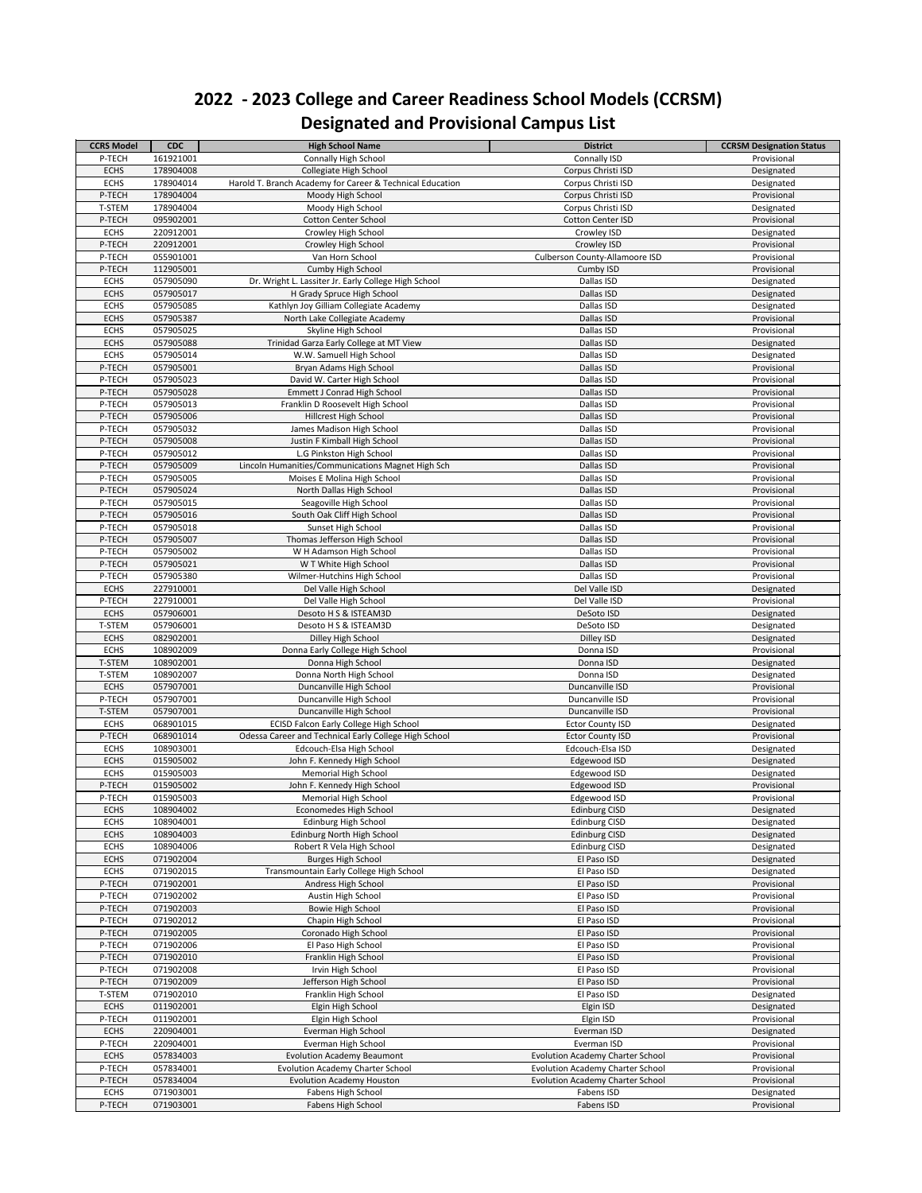# 2022 - 2023 College and Career Readiness School Models (CCRSM)
## Designated and Provisional Campus List

| CCRS Model | CDC | High School Name | District | CCRSM Designation Status |
|---|---|---|---|---|
| P-TECH | 161921001 | Connally High School | Connally ISD | Provisional |
| ECHS | 178904008 | Collegiate High School | Corpus Christi ISD | Designated |
| ECHS | 178904014 | Harold T. Branch Academy for Career & Technical Education | Corpus Christi ISD | Designated |
| P-TECH | 178904004 | Moody High School | Corpus Christi ISD | Provisional |
| T-STEM | 178904004 | Moody High School | Corpus Christi ISD | Designated |
| P-TECH | 095902001 | Cotton Center School | Cotton Center ISD | Provisional |
| ECHS | 220912001 | Crowley High School | Crowley ISD | Designated |
| P-TECH | 220912001 | Crowley High School | Crowley ISD | Provisional |
| P-TECH | 055901001 | Van Horn School | Culberson County-Allamoore ISD | Provisional |
| P-TECH | 112905001 | Cumby High School | Cumby ISD | Provisional |
| ECHS | 057905090 | Dr. Wright L. Lassiter Jr. Early College High School | Dallas ISD | Designated |
| ECHS | 057905017 | H Grady Spruce High School | Dallas ISD | Designated |
| ECHS | 057905085 | Kathlyn Joy Gilliam Collegiate Academy | Dallas ISD | Designated |
| ECHS | 057905387 | North Lake Collegiate Academy | Dallas ISD | Provisional |
| ECHS | 057905025 | Skyline High School | Dallas ISD | Provisional |
| ECHS | 057905088 | Trinidad Garza Early College at MT View | Dallas ISD | Designated |
| ECHS | 057905014 | W.W. Samuell High School | Dallas ISD | Designated |
| P-TECH | 057905001 | Bryan Adams High School | Dallas ISD | Provisional |
| P-TECH | 057905023 | David W. Carter High School | Dallas ISD | Provisional |
| P-TECH | 057905028 | Emmett J Conrad High School | Dallas ISD | Provisional |
| P-TECH | 057905013 | Franklin D Roosevelt High School | Dallas ISD | Provisional |
| P-TECH | 057905006 | Hillcrest High School | Dallas ISD | Provisional |
| P-TECH | 057905032 | James Madison High School | Dallas ISD | Provisional |
| P-TECH | 057905008 | Justin F Kimball High School | Dallas ISD | Provisional |
| P-TECH | 057905012 | L.G Pinkston High School | Dallas ISD | Provisional |
| P-TECH | 057905009 | Lincoln Humanities/Communications Magnet High Sch | Dallas ISD | Provisional |
| P-TECH | 057905005 | Moises E Molina High School | Dallas ISD | Provisional |
| P-TECH | 057905024 | North Dallas High School | Dallas ISD | Provisional |
| P-TECH | 057905015 | Seagoville High School | Dallas ISD | Provisional |
| P-TECH | 057905016 | South Oak Cliff High School | Dallas ISD | Provisional |
| P-TECH | 057905018 | Sunset High School | Dallas ISD | Provisional |
| P-TECH | 057905007 | Thomas Jefferson High School | Dallas ISD | Provisional |
| P-TECH | 057905002 | W H Adamson High School | Dallas ISD | Provisional |
| P-TECH | 057905021 | W T White High School | Dallas ISD | Provisional |
| P-TECH | 057905380 | Wilmer-Hutchins High School | Dallas ISD | Provisional |
| ECHS | 227910001 | Del Valle High School | Del Valle ISD | Designated |
| P-TECH | 227910001 | Del Valle High School | Del Valle ISD | Provisional |
| ECHS | 057906001 | Desoto H S & ISTEAM3D | DeSoto ISD | Designated |
| T-STEM | 057906001 | Desoto H S & ISTEAM3D | DeSoto ISD | Designated |
| ECHS | 082902001 | Dilley High School | Dilley ISD | Designated |
| ECHS | 108902009 | Donna Early College High School | Donna ISD | Provisional |
| T-STEM | 108902001 | Donna High School | Donna ISD | Designated |
| T-STEM | 108902007 | Donna North High School | Donna ISD | Designated |
| ECHS | 057907001 | Duncanville High School | Duncanville ISD | Provisional |
| P-TECH | 057907001 | Duncanville High School | Duncanville ISD | Provisional |
| T-STEM | 057907001 | Duncanville High School | Duncanville ISD | Provisional |
| ECHS | 068901015 | ECISD Falcon Early College High School | Ector County ISD | Designated |
| P-TECH | 068901014 | Odessa Career and Technical Early College High School | Ector County ISD | Provisional |
| ECHS | 108903001 | Edcouch-Elsa High School | Edcouch-Elsa ISD | Designated |
| ECHS | 015905002 | John F. Kennedy High School | Edgewood ISD | Designated |
| ECHS | 015905003 | Memorial High School | Edgewood ISD | Designated |
| P-TECH | 015905002 | John F. Kennedy High School | Edgewood ISD | Provisional |
| P-TECH | 015905003 | Memorial High School | Edgewood ISD | Provisional |
| ECHS | 108904002 | Economedes High School | Edinburg CISD | Designated |
| ECHS | 108904001 | Edinburg High School | Edinburg CISD | Designated |
| ECHS | 108904003 | Edinburg North High School | Edinburg CISD | Designated |
| ECHS | 108904006 | Robert R Vela High School | Edinburg CISD | Designated |
| ECHS | 071902004 | Burges High School | El Paso ISD | Designated |
| ECHS | 071902015 | Transmountain Early College High School | El Paso ISD | Designated |
| P-TECH | 071902001 | Andress High School | El Paso ISD | Provisional |
| P-TECH | 071902002 | Austin High School | El Paso ISD | Provisional |
| P-TECH | 071902003 | Bowie High School | El Paso ISD | Provisional |
| P-TECH | 071902012 | Chapin High School | El Paso ISD | Provisional |
| P-TECH | 071902005 | Coronado High School | El Paso ISD | Provisional |
| P-TECH | 071902006 | El Paso High School | El Paso ISD | Provisional |
| P-TECH | 071902010 | Franklin High School | El Paso ISD | Provisional |
| P-TECH | 071902008 | Irvin High School | El Paso ISD | Provisional |
| P-TECH | 071902009 | Jefferson High School | El Paso ISD | Provisional |
| T-STEM | 071902010 | Franklin High School | El Paso ISD | Designated |
| ECHS | 011902001 | Elgin High School | Elgin ISD | Designated |
| P-TECH | 011902001 | Elgin High School | Elgin ISD | Provisional |
| ECHS | 220904001 | Everman High School | Everman ISD | Designated |
| P-TECH | 220904001 | Everman High School | Everman ISD | Provisional |
| ECHS | 057834003 | Evolution Academy Beaumont | Evolution Academy Charter School | Provisional |
| P-TECH | 057834001 | Evolution Academy Charter School | Evolution Academy Charter School | Provisional |
| P-TECH | 057834004 | Evolution Academy Houston | Evolution Academy Charter School | Provisional |
| ECHS | 071903001 | Fabens High School | Fabens ISD | Designated |
| P-TECH | 071903001 | Fabens High School | Fabens ISD | Provisional |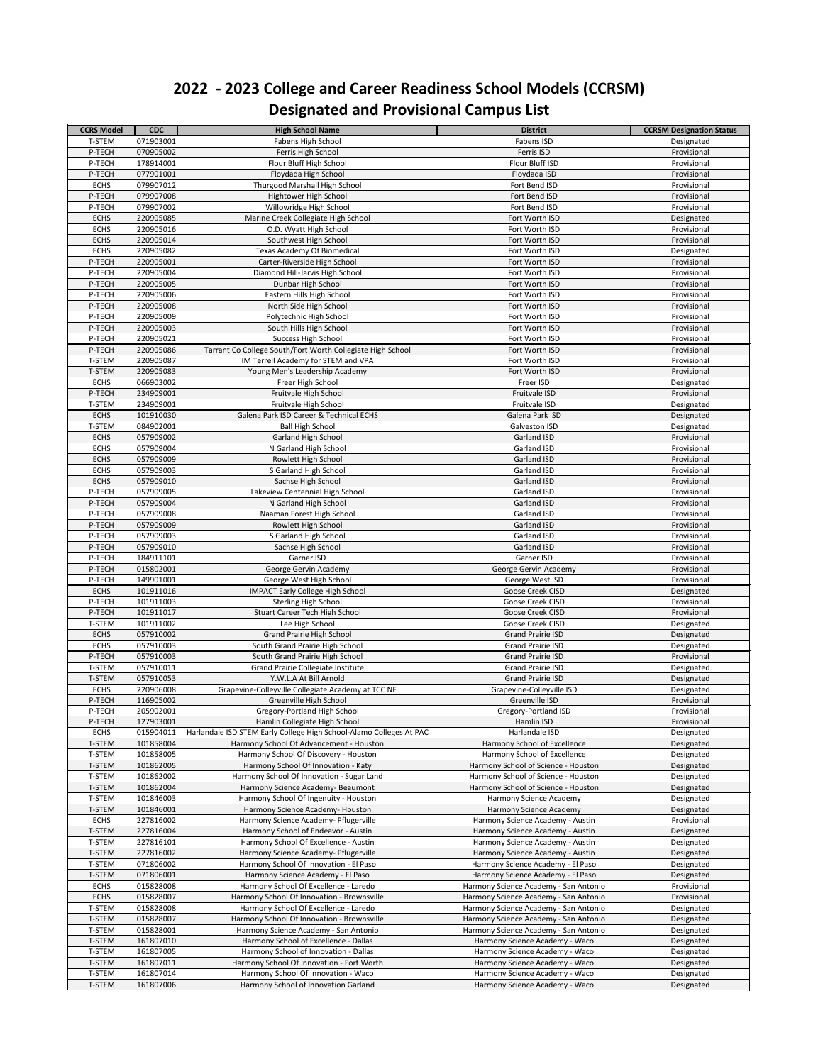# 2022 - 2023 College and Career Readiness School Models (CCRSM)
## Designated and Provisional Campus List

| CCRS Model | CDC | High School Name | District | CCRSM Designation Status |
|---|---|---|---|---|
| T-STEM | 071903001 | Fabens High School | Fabens ISD | Designated |
| P-TECH | 070905002 | Ferris High School | Ferris ISD | Provisional |
| P-TECH | 178914001 | Flour Bluff High School | Flour Bluff ISD | Provisional |
| P-TECH | 077901001 | Floydada High School | Floydada ISD | Provisional |
| ECHS | 079907012 | Thurgood Marshall High School | Fort Bend ISD | Provisional |
| P-TECH | 079907008 | Hightower High School | Fort Bend ISD | Provisional |
| P-TECH | 079907002 | Willowridge High School | Fort Bend ISD | Provisional |
| ECHS | 220905085 | Marine Creek Collegiate High School | Fort Worth ISD | Designated |
| ECHS | 220905016 | O.D. Wyatt High School | Fort Worth ISD | Provisional |
| ECHS | 220905014 | Southwest High School | Fort Worth ISD | Provisional |
| ECHS | 220905082 | Texas Academy Of Biomedical | Fort Worth ISD | Designated |
| P-TECH | 220905001 | Carter-Riverside High School | Fort Worth ISD | Provisional |
| P-TECH | 220905004 | Diamond Hill-Jarvis High School | Fort Worth ISD | Provisional |
| P-TECH | 220905005 | Dunbar High School | Fort Worth ISD | Provisional |
| P-TECH | 220905006 | Eastern Hills High School | Fort Worth ISD | Provisional |
| P-TECH | 220905008 | North Side High School | Fort Worth ISD | Provisional |
| P-TECH | 220905009 | Polytechnic High School | Fort Worth ISD | Provisional |
| P-TECH | 220905003 | South Hills High School | Fort Worth ISD | Provisional |
| P-TECH | 220905021 | Success High School | Fort Worth ISD | Provisional |
| P-TECH | 220905086 | Tarrant Co College South/Fort Worth Collegiate High School | Fort Worth ISD | Provisional |
| T-STEM | 220905087 | IM Terrell Academy for STEM and VPA | Fort Worth ISD | Provisional |
| T-STEM | 220905083 | Young Men's Leadership Academy | Fort Worth ISD | Provisional |
| ECHS | 066903002 | Freer High School | Freer ISD | Designated |
| P-TECH | 234909001 | Fruitvale High School | Fruitvale ISD | Provisional |
| T-STEM | 234909001 | Fruitvale High School | Fruitvale ISD | Designated |
| ECHS | 101910030 | Galena Park ISD Career & Technical ECHS | Galena Park ISD | Designated |
| T-STEM | 084902001 | Ball High School | Galveston ISD | Designated |
| ECHS | 057909002 | Garland High School | Garland ISD | Provisional |
| ECHS | 057909004 | N Garland High School | Garland ISD | Provisional |
| ECHS | 057909009 | Rowlett High School | Garland ISD | Provisional |
| ECHS | 057909003 | S Garland High School | Garland ISD | Provisional |
| ECHS | 057909010 | Sachse High School | Garland ISD | Provisional |
| P-TECH | 057909005 | Lakeview Centennial High School | Garland ISD | Provisional |
| P-TECH | 057909004 | N Garland High School | Garland ISD | Provisional |
| P-TECH | 057909008 | Naaman Forest High School | Garland ISD | Provisional |
| P-TECH | 057909009 | Rowlett High School | Garland ISD | Provisional |
| P-TECH | 057909003 | S Garland High School | Garland ISD | Provisional |
| P-TECH | 057909010 | Sachse High School | Garland ISD | Provisional |
| P-TECH | 184911101 | Garner ISD | Garner ISD | Provisional |
| P-TECH | 015802001 | George Gervin Academy | George Gervin Academy | Provisional |
| P-TECH | 149901001 | George West High School | George West ISD | Provisional |
| ECHS | 101911016 | IMPACT Early College High School | Goose Creek CISD | Designated |
| P-TECH | 101911003 | Sterling High School | Goose Creek CISD | Provisional |
| P-TECH | 101911017 | Stuart Career Tech High School | Goose Creek CISD | Provisional |
| T-STEM | 101911002 | Lee High School | Goose Creek CISD | Designated |
| ECHS | 057910002 | Grand Prairie High School | Grand Prairie ISD | Designated |
| ECHS | 057910003 | South Grand Prairie High School | Grand Prairie ISD | Designated |
| P-TECH | 057910003 | South Grand Prairie High School | Grand Prairie ISD | Provisional |
| T-STEM | 057910011 | Grand Prairie Collegiate Institute | Grand Prairie ISD | Designated |
| T-STEM | 057910053 | Y.W.L.A At Bill Arnold | Grand Prairie ISD | Designated |
| ECHS | 220906008 | Grapevine-Colleyville Collegiate Academy at TCC NE | Grapevine-Colleyville ISD | Designated |
| P-TECH | 116905002 | Greenville High School | Greenville ISD | Provisional |
| P-TECH | 205902001 | Gregory-Portland High School | Gregory-Portland ISD | Provisional |
| P-TECH | 127903001 | Hamlin Collegiate High School | Hamlin ISD | Provisional |
| ECHS | 015904011 | Harlandale ISD STEM Early College High School-Alamo Colleges At PAC | Harlandale ISD | Designated |
| T-STEM | 101858004 | Harmony School Of Advancement - Houston | Harmony School of Excellence | Designated |
| T-STEM | 101858005 | Harmony School Of Discovery - Houston | Harmony School of Excellence | Designated |
| T-STEM | 101862005 | Harmony School Of Innovation - Katy | Harmony School of Science - Houston | Designated |
| T-STEM | 101862002 | Harmony School Of Innovation - Sugar Land | Harmony School of Science - Houston | Designated |
| T-STEM | 101862004 | Harmony Science Academy- Beaumont | Harmony School of Science - Houston | Designated |
| T-STEM | 101846003 | Harmony School Of Ingenuity - Houston | Harmony Science Academy | Designated |
| T-STEM | 101846001 | Harmony Science Academy- Houston | Harmony Science Academy | Designated |
| ECHS | 227816002 | Harmony Science Academy- Pflugerville | Harmony Science Academy - Austin | Provisional |
| T-STEM | 227816004 | Harmony School of Endeavor - Austin | Harmony Science Academy - Austin | Designated |
| T-STEM | 227816101 | Harmony School Of Excellence - Austin | Harmony Science Academy - Austin | Designated |
| T-STEM | 227816002 | Harmony Science Academy- Pflugerville | Harmony Science Academy - Austin | Designated |
| T-STEM | 071806002 | Harmony School Of Innovation - El Paso | Harmony Science Academy - El Paso | Designated |
| T-STEM | 071806001 | Harmony Science Academy - El Paso | Harmony Science Academy - El Paso | Designated |
| ECHS | 015828008 | Harmony School Of Excellence - Laredo | Harmony Science Academy - San Antonio | Provisional |
| ECHS | 015828007 | Harmony School Of Innovation - Brownsville | Harmony Science Academy - San Antonio | Provisional |
| T-STEM | 015828008 | Harmony School Of Excellence - Laredo | Harmony Science Academy - San Antonio | Designated |
| T-STEM | 015828007 | Harmony School Of Innovation - Brownsville | Harmony Science Academy - San Antonio | Designated |
| T-STEM | 015828001 | Harmony Science Academy - San Antonio | Harmony Science Academy - San Antonio | Designated |
| T-STEM | 161807010 | Harmony School of Excellence - Dallas | Harmony Science Academy - Waco | Designated |
| T-STEM | 161807005 | Harmony School of Innovation - Dallas | Harmony Science Academy - Waco | Designated |
| T-STEM | 161807011 | Harmony School Of Innovation - Fort Worth | Harmony Science Academy - Waco | Designated |
| T-STEM | 161807014 | Harmony School Of Innovation - Waco | Harmony Science Academy - Waco | Designated |
| T-STEM | 161807006 | Harmony School of Innovation Garland | Harmony Science Academy - Waco | Designated |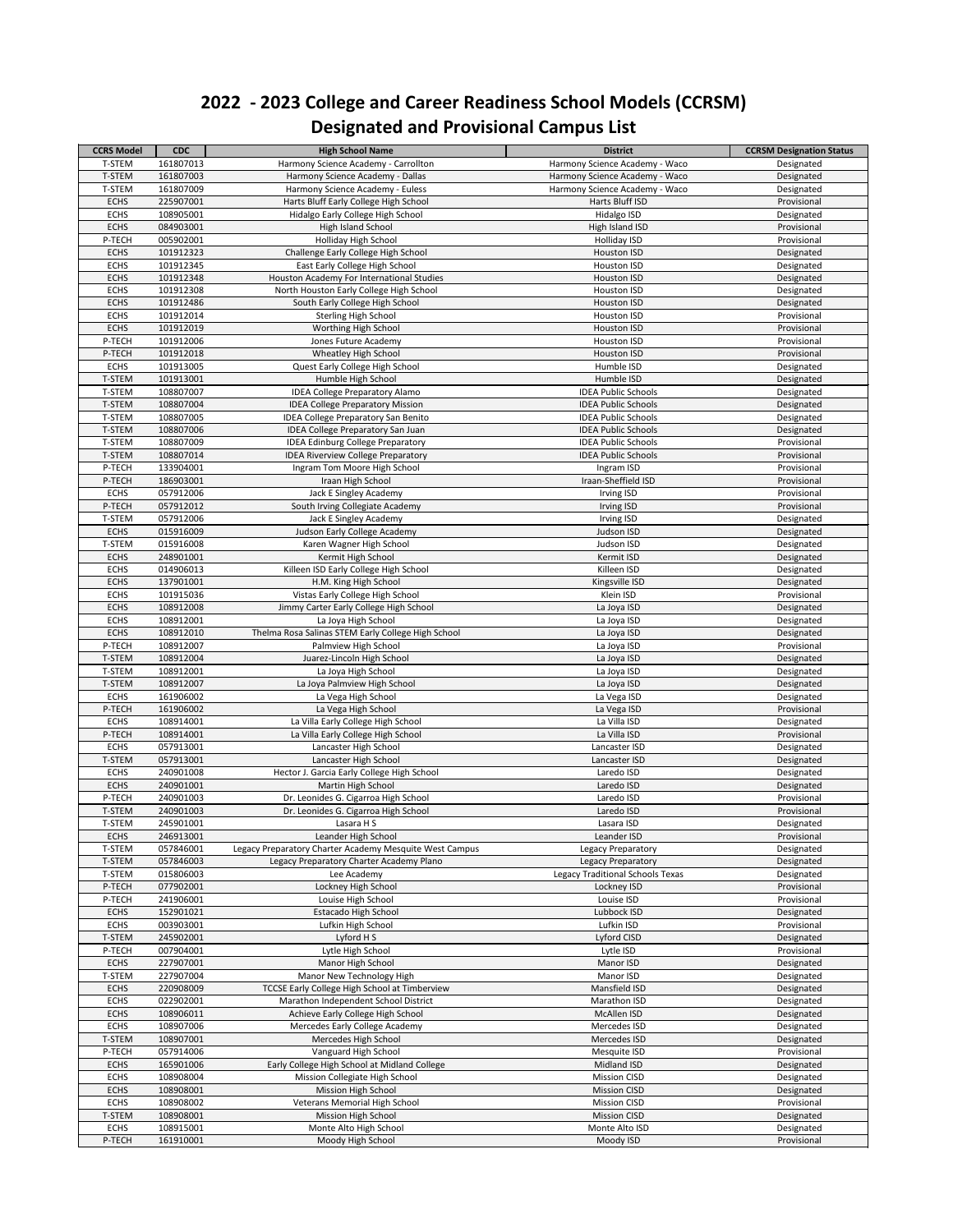# 2022 - 2023 College and Career Readiness School Models (CCRSM)
## Designated and Provisional Campus List

| CCRS Model | CDC | High School Name | District | CCRSM Designation Status |
|---|---|---|---|---|
| T-STEM | 161807013 | Harmony Science Academy - Carrollton | Harmony Science Academy - Waco | Designated |
| T-STEM | 161807003 | Harmony Science Academy - Dallas | Harmony Science Academy - Waco | Designated |
| T-STEM | 161807009 | Harmony Science Academy - Euless | Harmony Science Academy - Waco | Designated |
| ECHS | 225907001 | Harts Bluff Early College High School | Harts Bluff ISD | Provisional |
| ECHS | 108905001 | Hidalgo Early College High School | Hidalgo ISD | Designated |
| ECHS | 084903001 | High Island School | High Island ISD | Provisional |
| P-TECH | 005902001 | Holliday High School | Holliday ISD | Provisional |
| ECHS | 101912323 | Challenge Early College High School | Houston ISD | Designated |
| ECHS | 101912345 | East Early College High School | Houston ISD | Designated |
| ECHS | 101912348 | Houston Academy For International Studies | Houston ISD | Designated |
| ECHS | 101912308 | North Houston Early College High School | Houston ISD | Designated |
| ECHS | 101912486 | South Early College High School | Houston ISD | Designated |
| ECHS | 101912014 | Sterling High School | Houston ISD | Provisional |
| ECHS | 101912019 | Worthing High School | Houston ISD | Provisional |
| P-TECH | 101912006 | Jones Future Academy | Houston ISD | Provisional |
| P-TECH | 101912018 | Wheatley High School | Houston ISD | Provisional |
| ECHS | 101913005 | Quest Early College High School | Humble ISD | Designated |
| T-STEM | 101913001 | Humble High School | Humble ISD | Designated |
| T-STEM | 108807007 | IDEA College Preparatory Alamo | IDEA Public Schools | Designated |
| T-STEM | 108807004 | IDEA College Preparatory Mission | IDEA Public Schools | Designated |
| T-STEM | 108807005 | IDEA College Preparatory San Benito | IDEA Public Schools | Designated |
| T-STEM | 108807006 | IDEA College Preparatory San Juan | IDEA Public Schools | Designated |
| T-STEM | 108807009 | IDEA Edinburg College Preparatory | IDEA Public Schools | Provisional |
| T-STEM | 108807014 | IDEA Riverview College Preparatory | IDEA Public Schools | Provisional |
| P-TECH | 133904001 | Ingram Tom Moore High School | Ingram ISD | Provisional |
| P-TECH | 186903001 | Iraan High School | Iraan-Sheffield ISD | Provisional |
| ECHS | 057912006 | Jack E Singley Academy | Irving ISD | Provisional |
| P-TECH | 057912012 | South Irving Collegiate Academy | Irving ISD | Provisional |
| T-STEM | 057912006 | Jack E Singley Academy | Irving ISD | Designated |
| ECHS | 015916009 | Judson Early College Academy | Judson ISD | Designated |
| T-STEM | 015916008 | Karen Wagner High School | Judson ISD | Designated |
| ECHS | 248901001 | Kermit High School | Kermit ISD | Designated |
| ECHS | 014906013 | Killeen ISD Early College High School | Killeen ISD | Designated |
| ECHS | 137901001 | H.M. King High School | Kingsville ISD | Designated |
| ECHS | 101915036 | Vistas Early College High School | Klein ISD | Provisional |
| ECHS | 108912008 | Jimmy Carter Early College High School | La Joya ISD | Designated |
| ECHS | 108912001 | La Joya High School | La Joya ISD | Designated |
| ECHS | 108912010 | Thelma Rosa Salinas STEM Early College High School | La Joya ISD | Designated |
| P-TECH | 108912007 | Palmview High School | La Joya ISD | Provisional |
| T-STEM | 108912004 | Juarez-Lincoln High School | La Joya ISD | Designated |
| T-STEM | 108912001 | La Joya High School | La Joya ISD | Designated |
| T-STEM | 108912007 | La Joya Palmview High School | La Joya ISD | Designated |
| ECHS | 161906002 | La Vega High School | La Vega ISD | Designated |
| P-TECH | 161906002 | La Vega High School | La Vega ISD | Provisional |
| ECHS | 108914001 | La Villa Early College High School | La Villa ISD | Designated |
| P-TECH | 108914001 | La Villa Early College High School | La Villa ISD | Provisional |
| ECHS | 057913001 | Lancaster High School | Lancaster ISD | Designated |
| T-STEM | 057913001 | Lancaster High School | Lancaster ISD | Designated |
| ECHS | 240901008 | Hector J. Garcia Early College High School | Laredo ISD | Designated |
| ECHS | 240901001 | Martin High School | Laredo ISD | Designated |
| P-TECH | 240901003 | Dr. Leonides G. Cigarroa High School | Laredo ISD | Provisional |
| T-STEM | 240901003 | Dr. Leonides G. Cigarroa High School | Laredo ISD | Provisional |
| T-STEM | 245901001 | Lasara H S | Lasara ISD | Designated |
| ECHS | 246913001 | Leander High School | Leander ISD | Provisional |
| T-STEM | 057846001 | Legacy Preparatory Charter Academy Mesquite West Campus | Legacy Preparatory | Designated |
| T-STEM | 057846003 | Legacy Preparatory Charter Academy Plano | Legacy Preparatory | Designated |
| T-STEM | 015806003 | Lee Academy | Legacy Traditional Schools Texas | Designated |
| P-TECH | 077902001 | Lockney High School | Lockney ISD | Provisional |
| P-TECH | 241906001 | Louise High School | Louise ISD | Provisional |
| ECHS | 152901021 | Estacado High School | Lubbock ISD | Designated |
| ECHS | 003903001 | Lufkin High School | Lufkin ISD | Provisional |
| T-STEM | 245902001 | Lyford H S | Lyford CISD | Designated |
| P-TECH | 007904001 | Lytle High School | Lytle ISD | Provisional |
| ECHS | 227907001 | Manor High School | Manor ISD | Designated |
| T-STEM | 227907004 | Manor New Technology High | Manor ISD | Designated |
| ECHS | 220908009 | TCCSE Early College High School at Timberview | Mansfield ISD | Designated |
| ECHS | 022902001 | Marathon Independent School District | Marathon ISD | Designated |
| ECHS | 108906011 | Achieve Early College High School | McAllen ISD | Designated |
| ECHS | 108907006 | Mercedes Early College Academy | Mercedes ISD | Designated |
| T-STEM | 108907001 | Mercedes High School | Mercedes ISD | Designated |
| P-TECH | 057914006 | Vanguard High School | Mesquite ISD | Provisional |
| ECHS | 165901006 | Early College High School at Midland College | Midland ISD | Designated |
| ECHS | 108908004 | Mission Collegiate High School | Mission CISD | Designated |
| ECHS | 108908001 | Mission High School | Mission CISD | Designated |
| ECHS | 108908002 | Veterans Memorial High School | Mission CISD | Provisional |
| T-STEM | 108908001 | Mission High School | Mission CISD | Designated |
| ECHS | 108915001 | Monte Alto High School | Monte Alto ISD | Designated |
| P-TECH | 161910001 | Moody High School | Moody ISD | Provisional |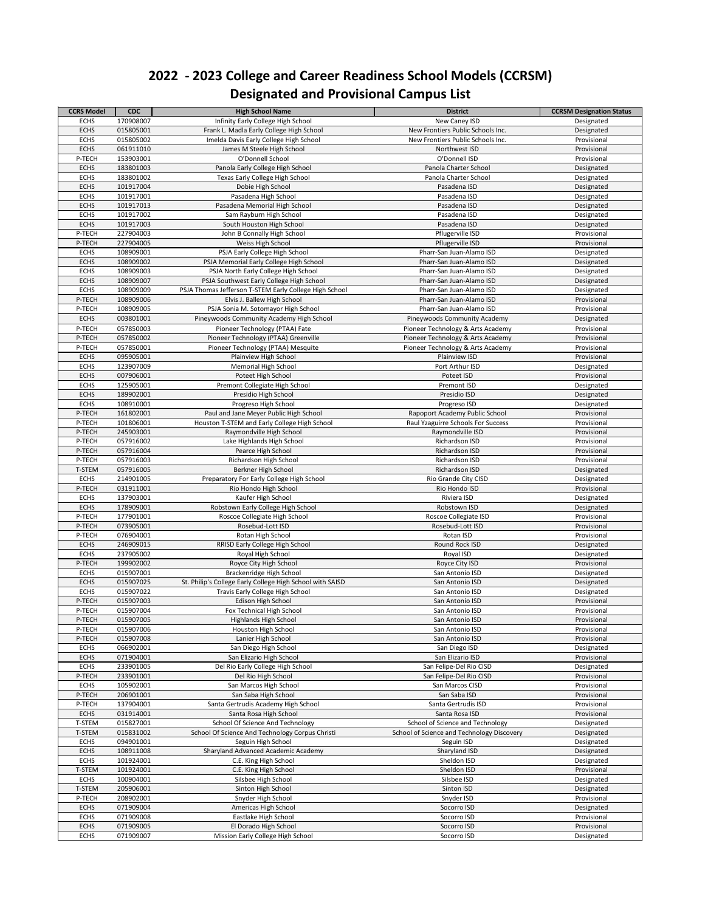# 2022 - 2023 College and Career Readiness School Models (CCRSM)
## Designated and Provisional Campus List

| CCRS Model | CDC | High School Name | District | CCRSM Designation Status |
|---|---|---|---|---|
| ECHS | 170908007 | Infinity Early College High School | New Caney ISD | Designated |
| ECHS | 015805001 | Frank L. Madla Early College High School | New Frontiers Public Schools Inc. | Designated |
| ECHS | 015805002 | Imelda Davis Early College High School | New Frontiers Public Schools Inc. | Provisional |
| ECHS | 061911010 | James M Steele High School | Northwest ISD | Provisional |
| P-TECH | 153903001 | O'Donnell School | O'Donnell ISD | Provisional |
| ECHS | 183801003 | Panola Early College High School | Panola Charter School | Designated |
| ECHS | 183801002 | Texas Early College High School | Panola Charter School | Designated |
| ECHS | 101917004 | Dobie High School | Pasadena ISD | Designated |
| ECHS | 101917001 | Pasadena High School | Pasadena ISD | Designated |
| ECHS | 101917013 | Pasadena Memorial High School | Pasadena ISD | Designated |
| ECHS | 101917002 | Sam Rayburn High School | Pasadena ISD | Designated |
| ECHS | 101917003 | South Houston High School | Pasadena ISD | Designated |
| P-TECH | 227904003 | John B Connally High School | Pflugerville ISD | Provisional |
| P-TECH | 227904005 | Weiss High School | Pflugerville ISD | Provisional |
| ECHS | 108909001 | PSJA Early College High School | Pharr-San Juan-Alamo ISD | Designated |
| ECHS | 108909002 | PSJA Memorial Early College High School | Pharr-San Juan-Alamo ISD | Designated |
| ECHS | 108909003 | PSJA North Early College High School | Pharr-San Juan-Alamo ISD | Designated |
| ECHS | 108909007 | PSJA Southwest Early College High School | Pharr-San Juan-Alamo ISD | Designated |
| ECHS | 108909009 | PSJA Thomas Jefferson T-STEM Early College High School | Pharr-San Juan-Alamo ISD | Designated |
| P-TECH | 108909006 | Elvis J. Ballew High School | Pharr-San Juan-Alamo ISD | Provisional |
| P-TECH | 108909005 | PSJA Sonia M. Sotomayor High School | Pharr-San Juan-Alamo ISD | Provisional |
| ECHS | 003801001 | Pineywoods Community Academy High School | Pineywoods Community Academy | Designated |
| P-TECH | 057850003 | Pioneer Technology (PTAA) Fate | Pioneer Technology & Arts Academy | Provisional |
| P-TECH | 057850002 | Pioneer Technology (PTAA) Greenville | Pioneer Technology & Arts Academy | Provisional |
| P-TECH | 057850001 | Pioneer Technology (PTAA) Mesquite | Pioneer Technology & Arts Academy | Provisional |
| ECHS | 095905001 | Plainview High School | Plainview ISD | Provisional |
| ECHS | 123907009 | Memorial High School | Port Arthur ISD | Designated |
| ECHS | 007906001 | Poteet High School | Poteet ISD | Provisional |
| ECHS | 125905001 | Premont Collegiate High School | Premont ISD | Designated |
| ECHS | 189902001 | Presidio High School | Presidio ISD | Designated |
| ECHS | 108910001 | Progreso High School | Progreso ISD | Designated |
| P-TECH | 161802001 | Paul and Jane Meyer Public High School | Rapoport Academy Public School | Provisional |
| P-TECH | 101806001 | Houston T-STEM and Early College High School | Raul Yzaguirre Schools For Success | Provisional |
| P-TECH | 245903001 | Raymondville High School | Raymondville ISD | Provisional |
| P-TECH | 057916002 | Lake Highlands High School | Richardson ISD | Provisional |
| P-TECH | 057916004 | Pearce High School | Richardson ISD | Provisional |
| P-TECH | 057916003 | Richardson High School | Richardson ISD | Provisional |
| T-STEM | 057916005 | Berkner High School | Richardson ISD | Designated |
| ECHS | 214901005 | Preparatory For Early College High School | Rio Grande City CISD | Designated |
| P-TECH | 031911001 | Rio Hondo High School | Rio Hondo ISD | Provisional |
| ECHS | 137903001 | Kaufer High School | Riviera ISD | Designated |
| ECHS | 178909001 | Robstown Early College High School | Robstown ISD | Designated |
| P-TECH | 177901001 | Roscoe Collegiate High School | Roscoe Collegiate ISD | Provisional |
| P-TECH | 073905001 | Rosebud-Lott ISD | Rosebud-Lott ISD | Provisional |
| P-TECH | 076904001 | Rotan High School | Rotan ISD | Provisional |
| ECHS | 246909015 | RRISD Early College High School | Round Rock ISD | Designated |
| ECHS | 237905002 | Royal High School | Royal ISD | Designated |
| P-TECH | 199902002 | Royce City High School | Royce City ISD | Provisional |
| ECHS | 015907001 | Brackenridge High School | San Antonio ISD | Designated |
| ECHS | 015907025 | St. Philip's College Early College High School with SAISD | San Antonio ISD | Designated |
| ECHS | 015907022 | Travis Early College High School | San Antonio ISD | Designated |
| P-TECH | 015907003 | Edison High School | San Antonio ISD | Provisional |
| P-TECH | 015907004 | Fox Technical High School | San Antonio ISD | Provisional |
| P-TECH | 015907005 | Highlands High School | San Antonio ISD | Provisional |
| P-TECH | 015907006 | Houston High School | San Antonio ISD | Provisional |
| P-TECH | 015907008 | Lanier High School | San Antonio ISD | Provisional |
| ECHS | 066902001 | San Diego High School | San Diego ISD | Designated |
| ECHS | 071904001 | San Elizario High School | San Elizario ISD | Provisional |
| ECHS | 233901005 | Del Rio Early College High School | San Felipe-Del Rio CISD | Designated |
| P-TECH | 233901001 | Del Rio High School | San Felipe-Del Rio CISD | Provisional |
| ECHS | 105902001 | San Marcos High School | San Marcos CISD | Provisional |
| P-TECH | 206901001 | San Saba High School | San Saba ISD | Provisional |
| P-TECH | 137904001 | Santa Gertrudis Academy High School | Santa Gertrudis ISD | Provisional |
| ECHS | 031914001 | Santa Rosa High School | Santa Rosa ISD | Provisional |
| T-STEM | 015827001 | School Of Science And Technology | School of Science and Technology | Designated |
| T-STEM | 015831002 | School Of Science And Technology Corpus Christi | School of Science and Technology Discovery | Designated |
| ECHS | 094901001 | Seguin High School | Seguin ISD | Designated |
| ECHS | 108911008 | Sharyland Advanced Academic Academy | Sharyland ISD | Designated |
| ECHS | 101924001 | C.E. King High School | Sheldon ISD | Designated |
| T-STEM | 101924001 | C.E. King High School | Sheldon ISD | Provisional |
| ECHS | 100904001 | Silsbee High School | Silsbee ISD | Designated |
| T-STEM | 205906001 | Sinton High School | Sinton ISD | Designated |
| P-TECH | 208902001 | Snyder High School | Snyder ISD | Provisional |
| ECHS | 071909004 | Americas High School | Socorro ISD | Designated |
| ECHS | 071909008 | Eastlake High School | Socorro ISD | Provisional |
| ECHS | 071909005 | El Dorado High School | Socorro ISD | Provisional |
| ECHS | 071909007 | Mission Early College High School | Socorro ISD | Designated |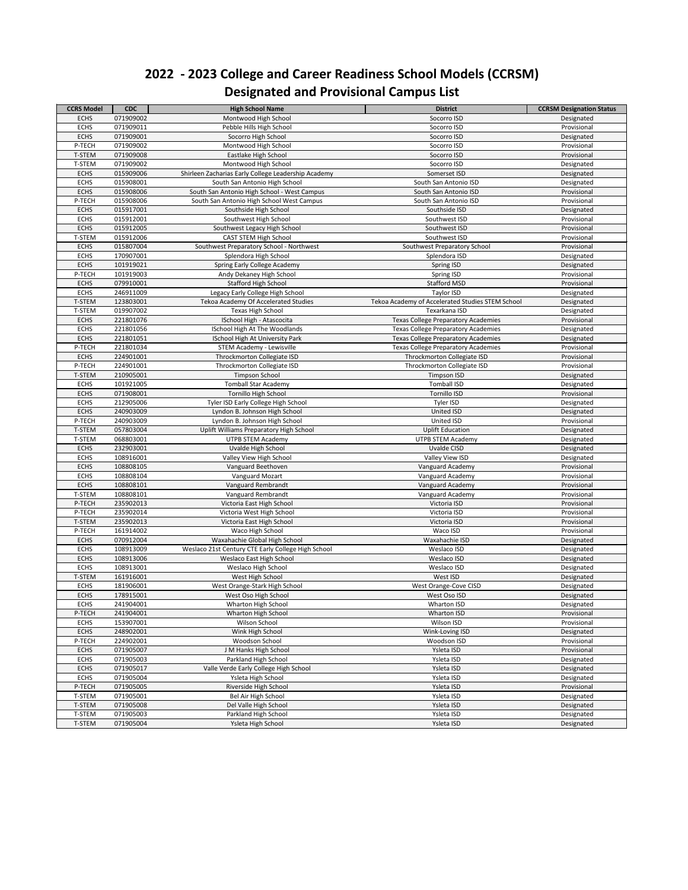# 2022 - 2023 College and Career Readiness School Models (CCRSM) Designated and Provisional Campus List

| CCRS Model | CDC | High School Name | District | CCRSM Designation Status |
|---|---|---|---|---|
| ECHS | 071909002 | Montwood High School | Socorro ISD | Designated |
| ECHS | 071909011 | Pebble Hills High School | Socorro ISD | Provisional |
| ECHS | 071909001 | Socorro High School | Socorro ISD | Designated |
| P-TECH | 071909002 | Montwood High School | Socorro ISD | Provisional |
| T-STEM | 071909008 | Eastlake High School | Socorro ISD | Provisional |
| T-STEM | 071909002 | Montwood High School | Socorro ISD | Designated |
| ECHS | 015909006 | Shirleen Zacharias Early College Leadership Academy | Somerset ISD | Designated |
| ECHS | 015908001 | South San Antonio High School | South San Antonio ISD | Designated |
| ECHS | 015908006 | South San Antonio High School - West Campus | South San Antonio ISD | Provisional |
| P-TECH | 015908006 | South San Antonio High School West Campus | South San Antonio ISD | Provisional |
| ECHS | 015917001 | Southside High School | Southside ISD | Designated |
| ECHS | 015912001 | Southwest High School | Southwest ISD | Provisional |
| ECHS | 015912005 | Southwest Legacy High School | Southwest ISD | Provisional |
| T-STEM | 015912006 | CAST STEM High School | Southwest ISD | Provisional |
| ECHS | 015807004 | Southwest Preparatory School - Northwest | Southwest Preparatory School | Provisional |
| ECHS | 170907001 | Splendora High School | Splendora ISD | Designated |
| ECHS | 101919021 | Spring Early College Academy | Spring ISD | Designated |
| P-TECH | 101919003 | Andy Dekaney High School | Spring ISD | Provisional |
| ECHS | 079910001 | Stafford High School | Stafford MSD | Provisional |
| ECHS | 246911009 | Legacy Early College High School | Taylor ISD | Designated |
| T-STEM | 123803001 | Tekoa Academy Of Accelerated Studies | Tekoa Academy of Accelerated Studies STEM School | Designated |
| T-STEM | 019907002 | Texas High School | Texarkana ISD | Designated |
| ECHS | 221801076 | ISchool High - Atascocita | Texas College Preparatory Academies | Provisional |
| ECHS | 221801056 | ISchool High At The Woodlands | Texas College Preparatory Academies | Designated |
| ECHS | 221801051 | ISchool High At University Park | Texas College Preparatory Academies | Designated |
| P-TECH | 221801034 | STEM Academy - Lewisville | Texas College Preparatory Academies | Provisional |
| ECHS | 224901001 | Throckmorton Collegiate ISD | Throckmorton Collegiate ISD | Provisional |
| P-TECH | 224901001 | Throckmorton Collegiate ISD | Throckmorton Collegiate ISD | Provisional |
| T-STEM | 210905001 | Timpson School | Timpson ISD | Designated |
| ECHS | 101921005 | Tomball Star Academy | Tomball ISD | Designated |
| ECHS | 071908001 | Tornillo High School | Tornillo ISD | Provisional |
| ECHS | 212905006 | Tyler ISD Early College High School | Tyler ISD | Designated |
| ECHS | 240903009 | Lyndon B. Johnson High School | United ISD | Designated |
| P-TECH | 240903009 | Lyndon B. Johnson High School | United ISD | Provisional |
| T-STEM | 057803004 | Uplift Williams Preparatory High School | Uplift Education | Designated |
| T-STEM | 068803001 | UTPB STEM Academy | UTPB STEM Academy | Designated |
| ECHS | 232903001 | Uvalde High School | Uvalde CISD | Designated |
| ECHS | 108916001 | Valley View High School | Valley View ISD | Designated |
| ECHS | 108808105 | Vanguard Beethoven | Vanguard Academy | Provisional |
| ECHS | 108808104 | Vanguard Mozart | Vanguard Academy | Provisional |
| ECHS | 108808101 | Vanguard Rembrandt | Vanguard Academy | Provisional |
| T-STEM | 108808101 | Vanguard Rembrandt | Vanguard Academy | Provisional |
| P-TECH | 235902013 | Victoria East High School | Victoria ISD | Provisional |
| P-TECH | 235902014 | Victoria West High School | Victoria ISD | Provisional |
| T-STEM | 235902013 | Victoria East High School | Victoria ISD | Provisional |
| P-TECH | 161914002 | Waco High School | Waco ISD | Provisional |
| ECHS | 070912004 | Waxahachie Global High School | Waxahachie ISD | Designated |
| ECHS | 108913009 | Weslaco 21st Century CTE Early College High School | Weslaco ISD | Designated |
| ECHS | 108913006 | Weslaco East High School | Weslaco ISD | Designated |
| ECHS | 108913001 | Weslaco High School | Weslaco ISD | Designated |
| T-STEM | 161916001 | West High School | West ISD | Designated |
| ECHS | 181906001 | West Orange-Stark High School | West Orange-Cove CISD | Designated |
| ECHS | 178915001 | West Oso High School | West Oso ISD | Designated |
| ECHS | 241904001 | Wharton High School | Wharton ISD | Designated |
| P-TECH | 241904001 | Wharton High School | Wharton ISD | Provisional |
| ECHS | 153907001 | Wilson School | Wilson ISD | Provisional |
| ECHS | 248902001 | Wink High School | Wink-Loving ISD | Designated |
| P-TECH | 224902001 | Woodson School | Woodson ISD | Provisional |
| ECHS | 071905007 | J M Hanks High School | Ysleta ISD | Provisional |
| ECHS | 071905003 | Parkland High School | Ysleta ISD | Designated |
| ECHS | 071905017 | Valle Verde Early College High School | Ysleta ISD | Designated |
| ECHS | 071905004 | Ysleta High School | Ysleta ISD | Designated |
| P-TECH | 071905005 | Riverside High School | Ysleta ISD | Provisional |
| T-STEM | 071905001 | Bel Air High School | Ysleta ISD | Designated |
| T-STEM | 071905008 | Del Valle High School | Ysleta ISD | Designated |
| T-STEM | 071905003 | Parkland High School | Ysleta ISD | Designated |
| T-STEM | 071905004 | Ysleta High School | Ysleta ISD | Designated |